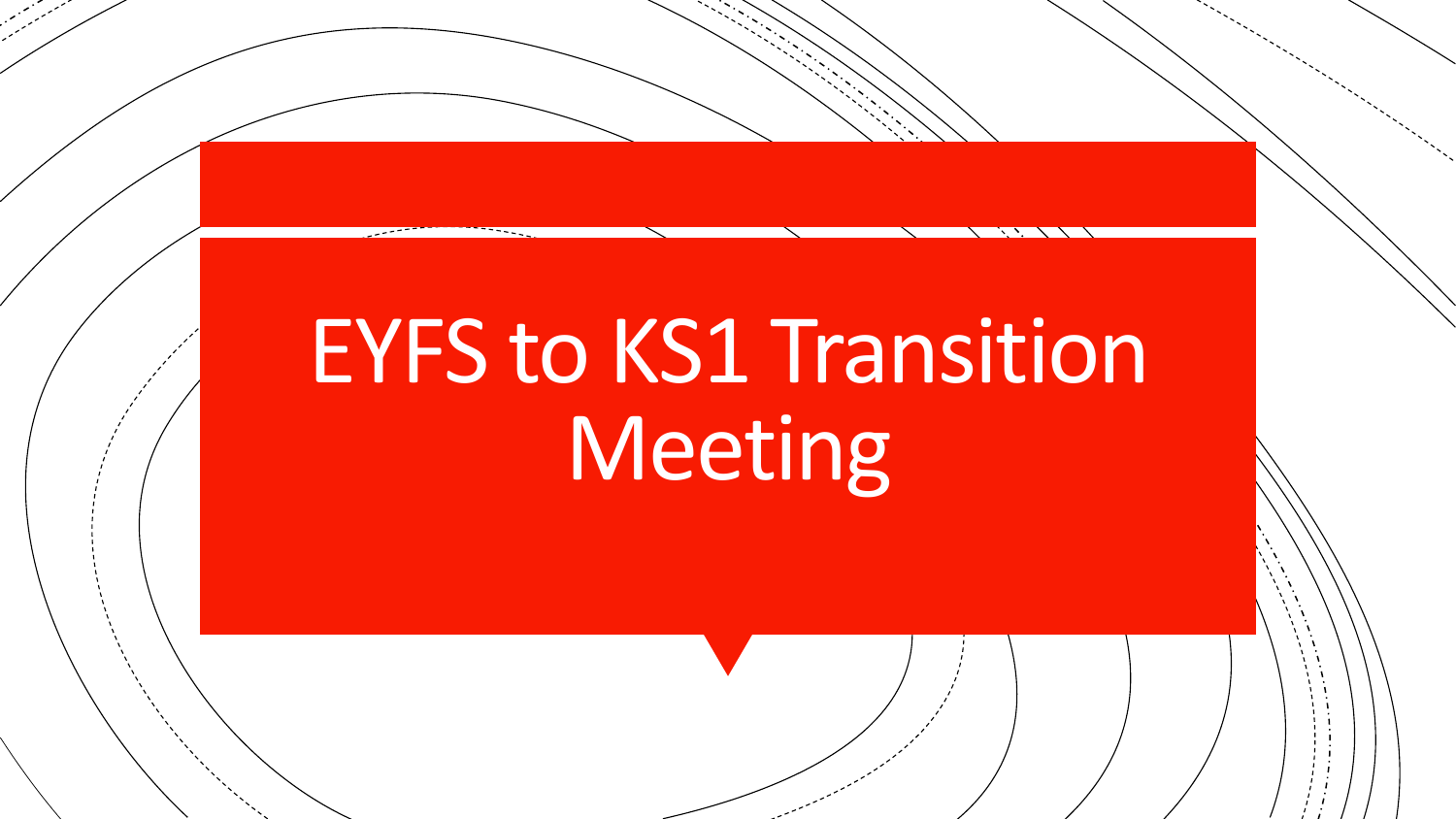# EYFS to KS1 Transition Meeting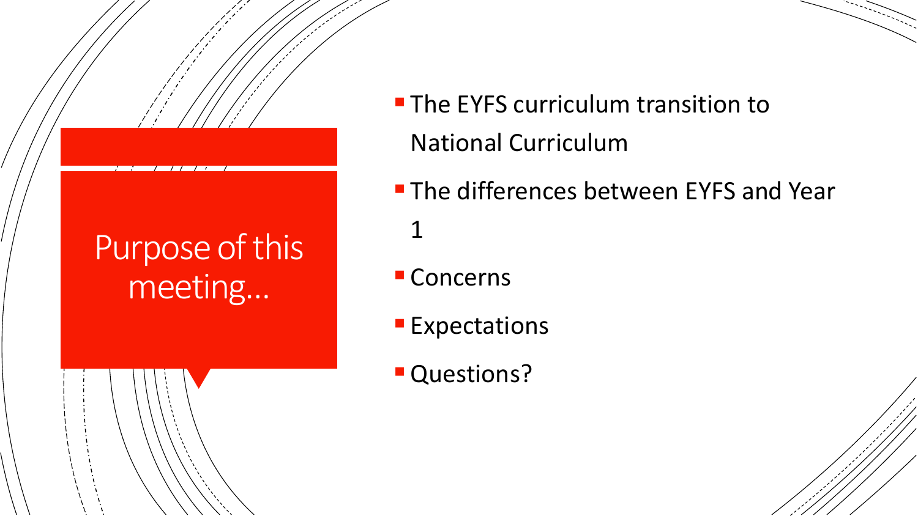# Purpose of this meeting...

- The EYFS curriculum transition to National Curriculum
- The differences between EYFS and Year 1
- Concerns
- Expectations
- Questions?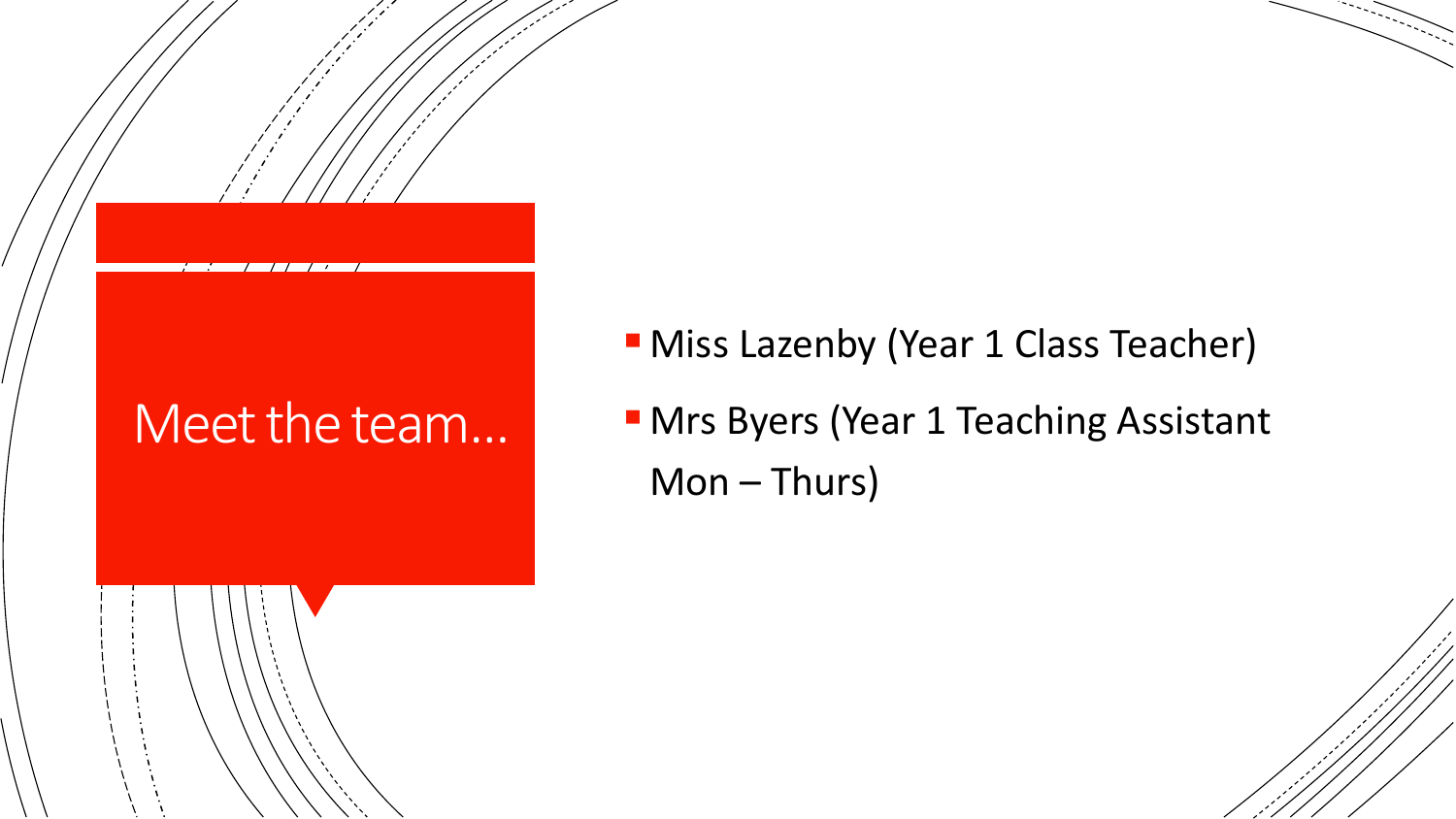# Meet the team…

- Miss Lazenby (Year 1 Class Teacher)
- Mrs Byers (Year 1 Teaching Assistant Mon – Thurs)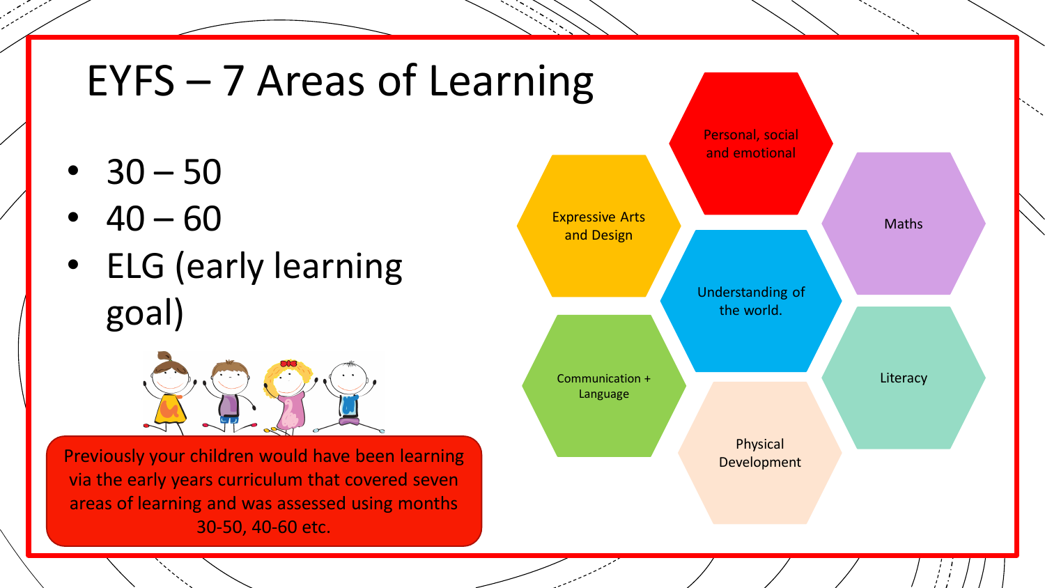# EYFS – 7 Areas of Learning

- 30 – 50
- 40 – 60
- ELG (early learning goal)

Previously your children would have been learning via the early years curriculum that covered seven areas of learning and was assessed using months 30-50, 40-60 etc.

- Personal, social and emotional
- Expressive Arts and Design
- Maths
- Understanding of the world.
- Communication + Language
- Literacy
- Physical Development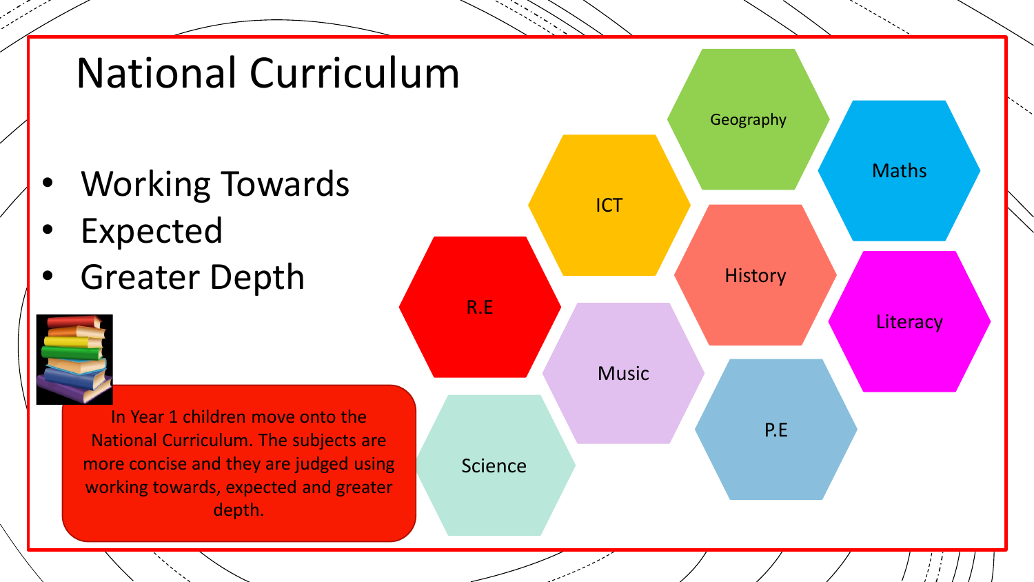# National Curriculum

- Working Towards
- Expected
- Greater Depth

In Year 1 children move onto the National Curriculum. The subjects are more concise and they are judged using working towards, expected and greater depth.

Geography

Maths

ICT

History

R.E

Literacy

Music

P.E

Science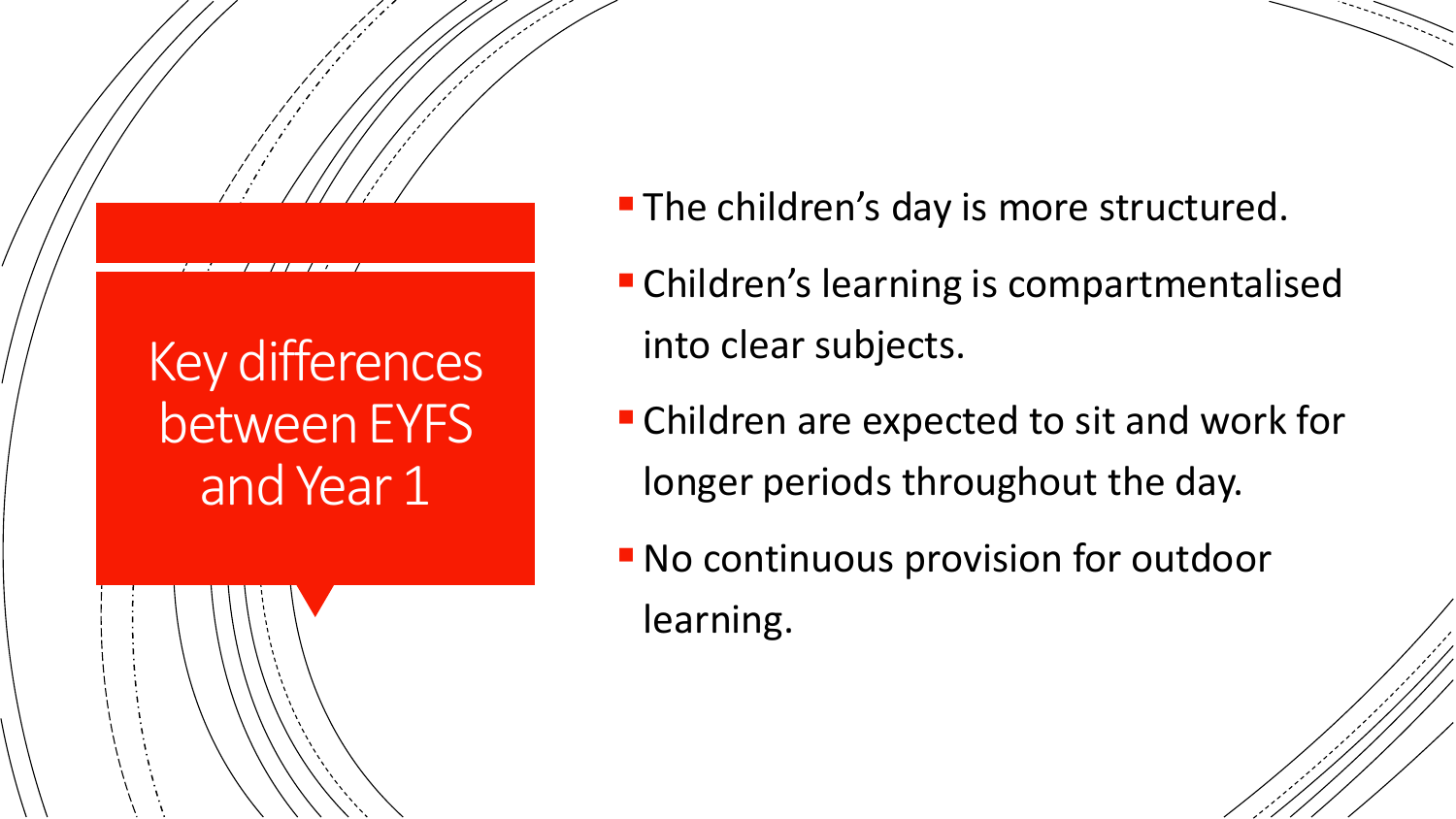# Key differences between EYFS and Year 1

- The children's day is more structured.
- Children's learning is compartmentalised into clear subjects.
- Children are expected to sit and work for longer periods throughout the day.
- No continuous provision for outdoor learning.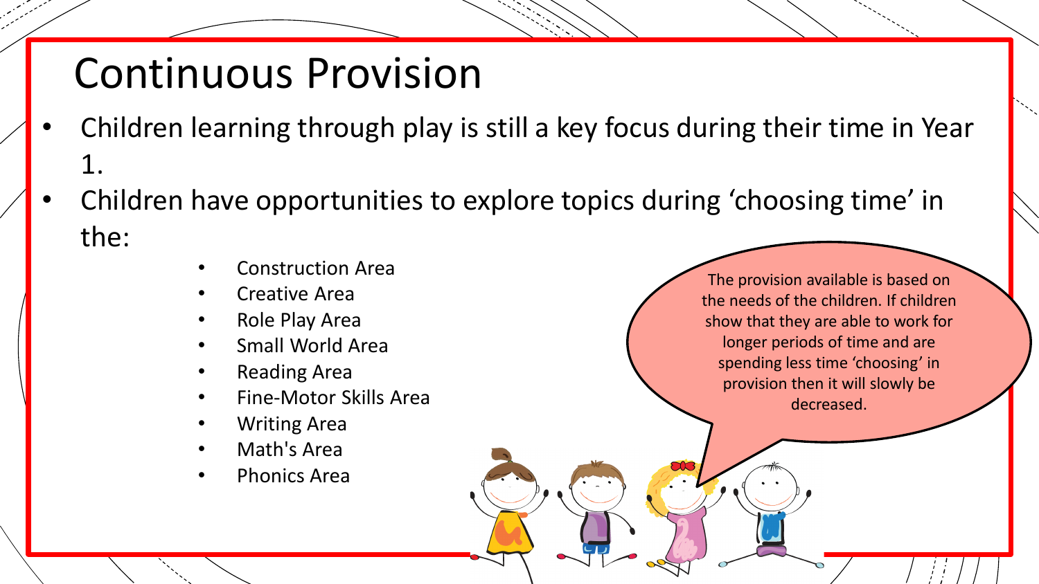# Continuous Provision

- Children learning through play is still a key focus during their time in Year 1.
- Children have opportunities to explore topics during 'choosing time' in the:
  - Construction Area
  - Creative Area
  - Role Play Area
  - Small World Area
  - Reading Area
  - Fine-Motor Skills Area
  - Writing Area
  - Math's Area
  - Phonics Area

The provision available is based on the needs of the children. If children show that they are able to work for longer periods of time and are spending less time 'choosing' in provision then it will slowly be decreased.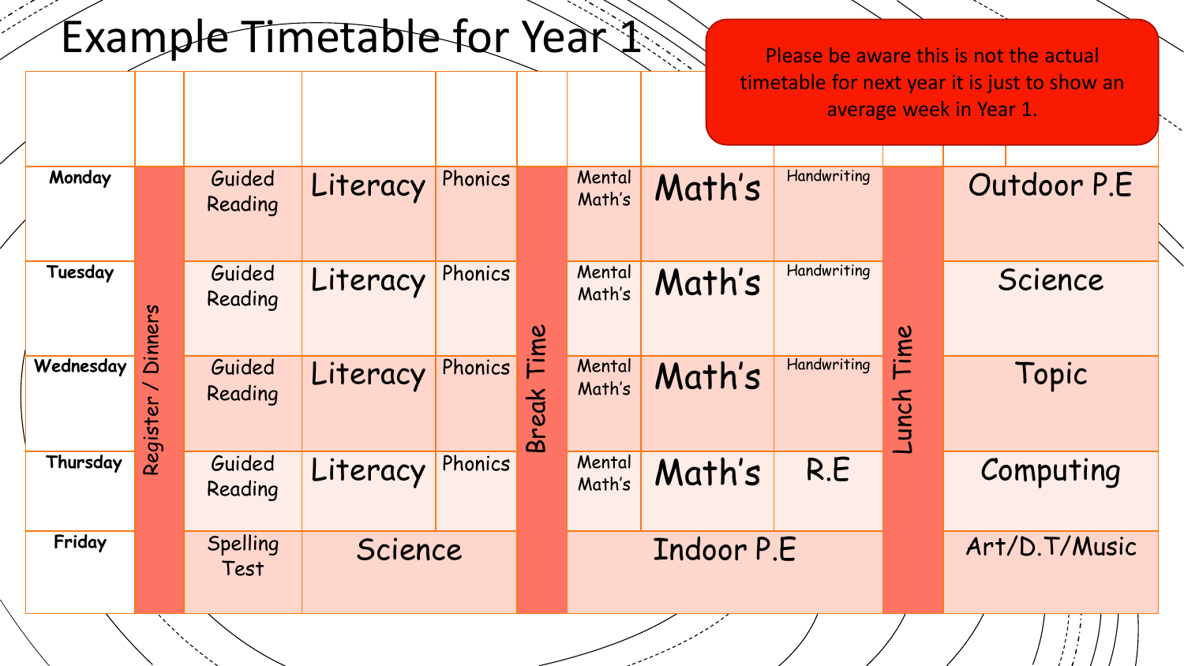# Example Timetable for Year 1

Please be aware this is not the actual timetable for next year it is just to show an average week in Year 1.

| | | | | | | | | | | |
|---|---|---|---|---|---|---|---|---|---|---|
| **Monday** | Register / Dinners | Guided Reading | Literacy | Phonics | Break Time | Mental Math's | Math's | Handwriting | Lunch Time | Outdoor P.E |
| **Tuesday** | Register / Dinners | Guided Reading | Literacy | Phonics | Break Time | Mental Math's | Math's | Handwriting | Lunch Time | Science |
| **Wednesday** | Register / Dinners | Guided Reading | Literacy | Phonics | Break Time | Mental Math's | Math's | Handwriting | Lunch Time | Topic |
| **Thursday** | Register / Dinners | Guided Reading | Literacy | Phonics | Break Time | Mental Math's | Math's | R.E | Lunch Time | Computing |
| **Friday** | Register / Dinners | Spelling Test | Science | | Break Time | Indoor P.E | | | Lunch Time | Art/D.T/Music |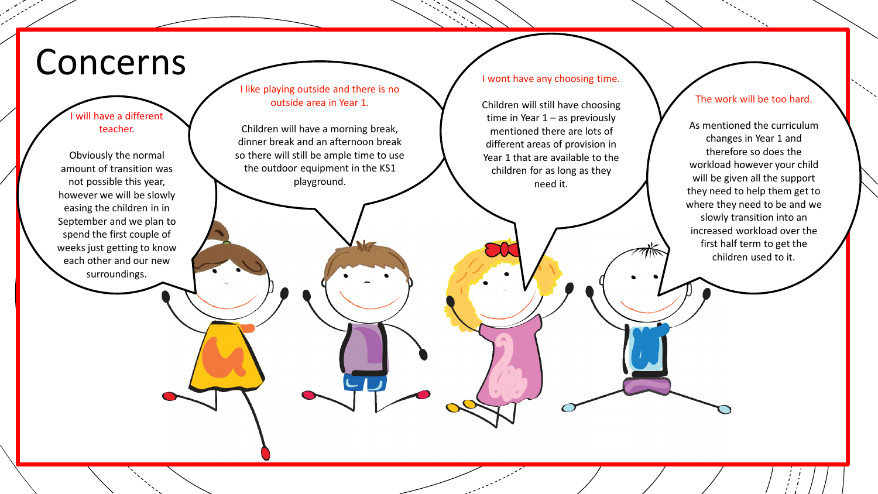# Concerns

**I will have a different teacher.**

Obviously the normal amount of transition was not possible this year, however we will be slowly easing the children in in September and we plan to spend the first couple of weeks just getting to know each other and our new surroundings.

**I like playing outside and there is no outside area in Year 1.**

Children will have a morning break, dinner break and an afternoon break so there will still be ample time to use the outdoor equipment in the KS1 playground.

**I wont have any choosing time.**

Children will still have choosing time in Year 1 – as previously mentioned there are lots of different areas of provision in Year 1 that are available to the children for as long as they need it.

**The work will be too hard.**

As mentioned the curriculum changes in Year 1 and therefore so does the workload however your child will be given all the support they need to help them get to where they need to be and we slowly transition into an increased workload over the first half term to get the children used to it.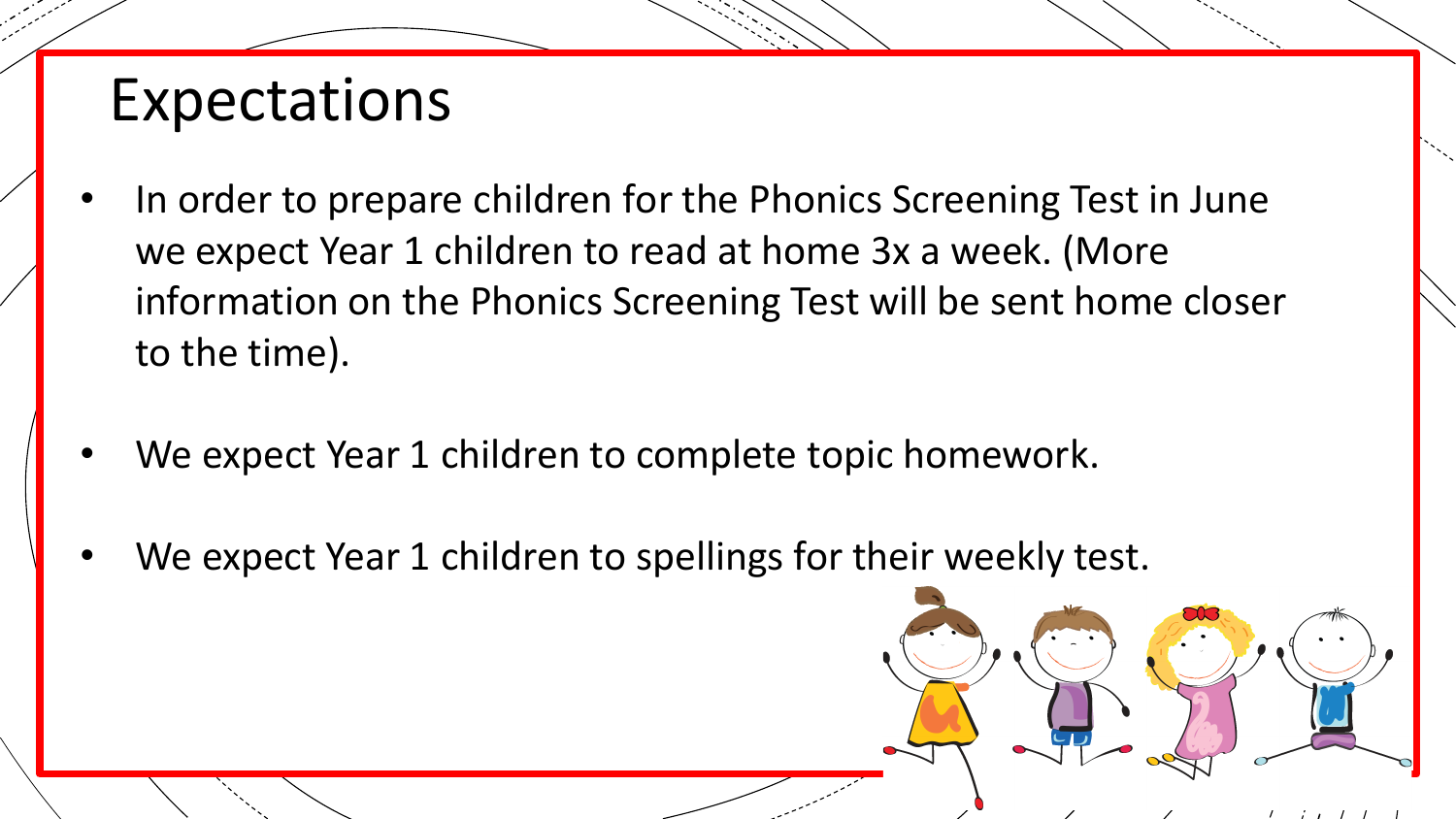# Expectations

- In order to prepare children for the Phonics Screening Test in June we expect Year 1 children to read at home 3x a week. (More information on the Phonics Screening Test will be sent home closer to the time).

- We expect Year 1 children to complete topic homework.

- We expect Year 1 children to spellings for their weekly test.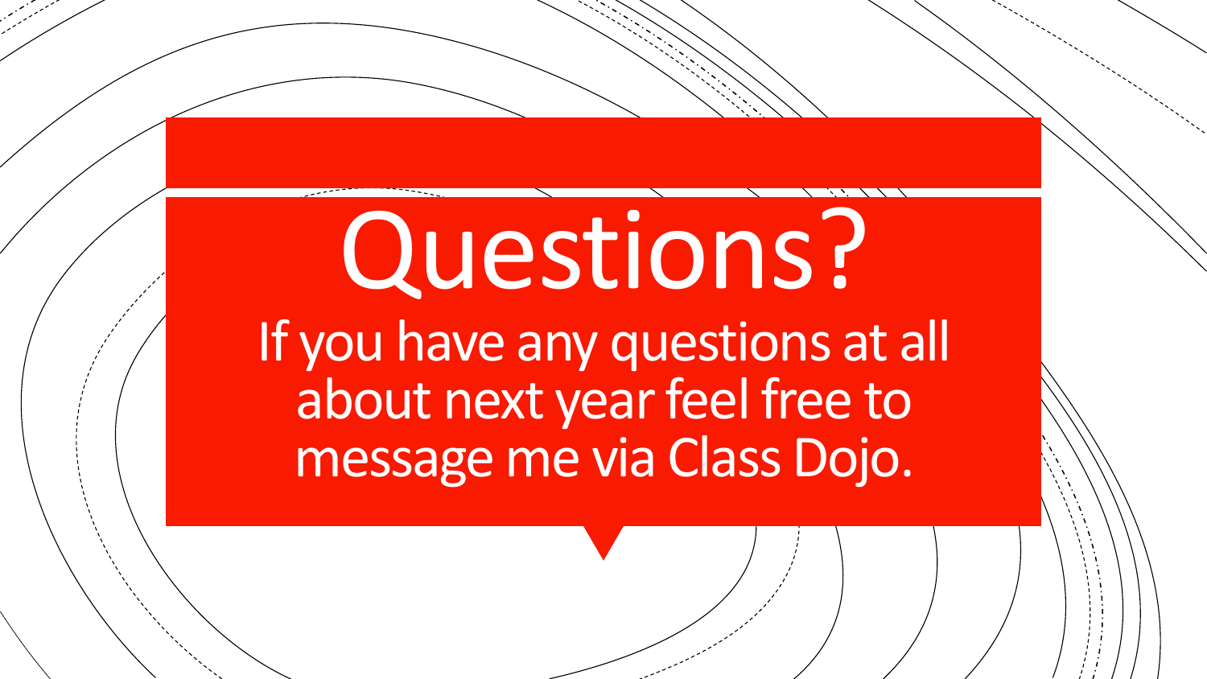# Questions?

If you have any questions at all about next year feel free to message me via Class Dojo.